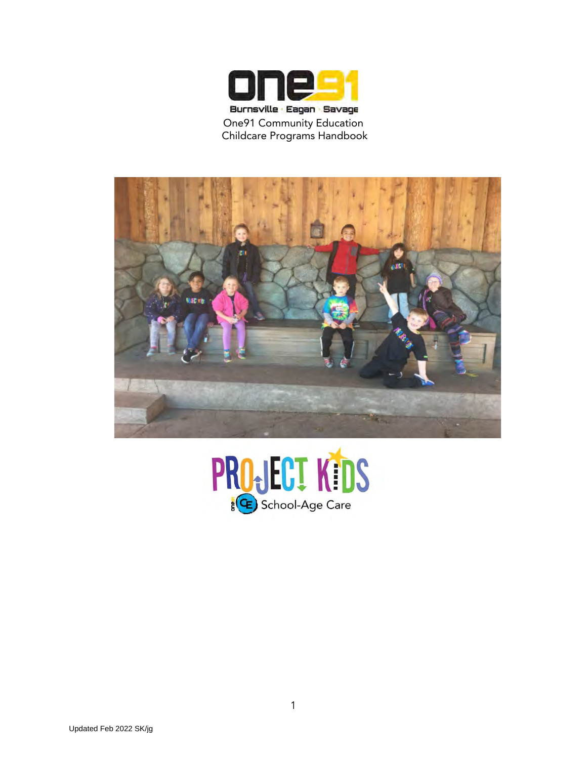one91

Burnsville · Eagan · Savage

# One91 Community Education Childcare Programs Handbook

PROJECT KIDS

School-Age Care

Updated Feb 2022 SK/jg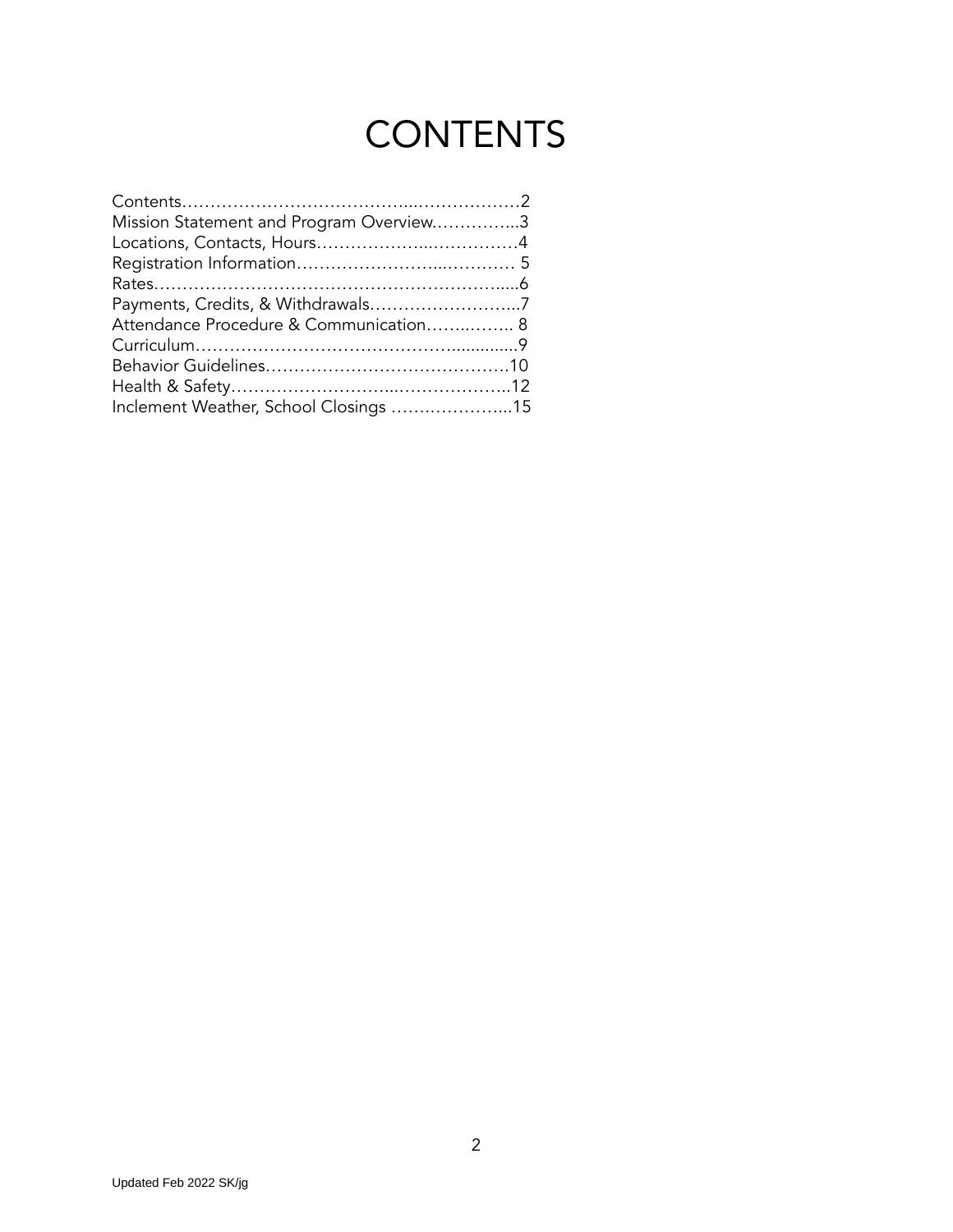# CONTENTS

Contents……………………………………..………………2
Mission Statement and Program Overview……………...3
Locations, Contacts, Hours………………..……………4
Registration Information…………………...………… 5
Rates…………………………………………………….....6
Payments, Credits, & Withdrawals……………………...7
Attendance Procedure & Communication……..…….. 8
Curriculum…………………………………….............9
Behavior Guidelines……………………………………10
Health & Safety…………………………..………………..12
Inclement Weather, School Closings …….…………...15

Updated Feb 2022 SK/jg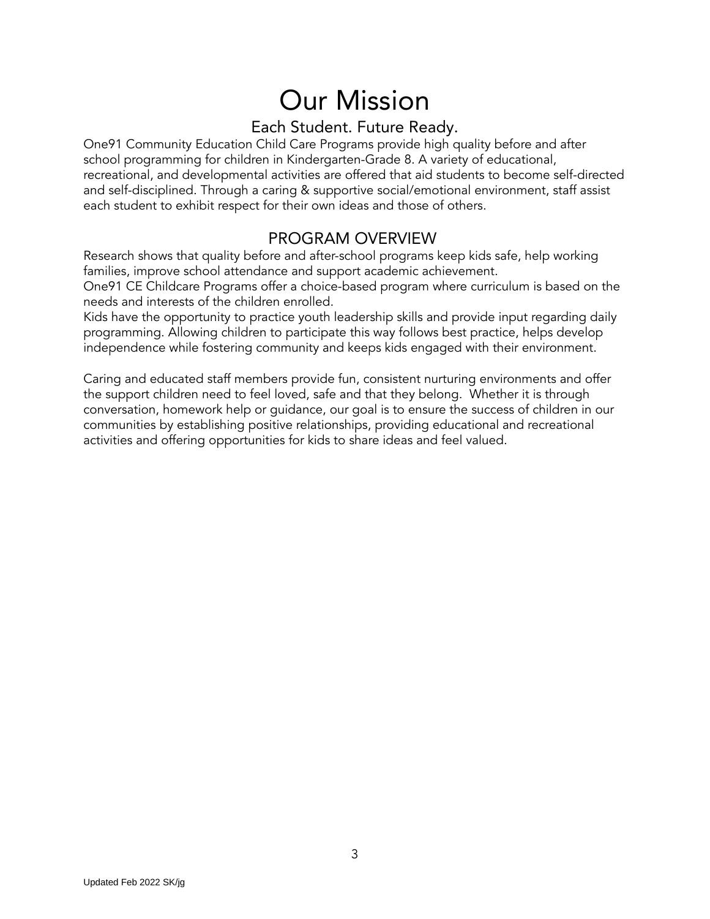# Our Mission

## Each Student. Future Ready.

One91 Community Education Child Care Programs provide high quality before and after school programming for children in Kindergarten-Grade 8. A variety of educational, recreational, and developmental activities are offered that aid students to become self-directed and self-disciplined. Through a caring & supportive social/emotional environment, staff assist each student to exhibit respect for their own ideas and those of others.

## PROGRAM OVERVIEW

Research shows that quality before and after-school programs keep kids safe, help working families, improve school attendance and support academic achievement.
One91 CE Childcare Programs offer a choice-based program where curriculum is based on the needs and interests of the children enrolled.
Kids have the opportunity to practice youth leadership skills and provide input regarding daily programming. Allowing children to participate this way follows best practice, helps develop independence while fostering community and keeps kids engaged with their environment.

Caring and educated staff members provide fun, consistent nurturing environments and offer the support children need to feel loved, safe and that they belong. Whether it is through conversation, homework help or guidance, our goal is to ensure the success of children in our communities by establishing positive relationships, providing educational and recreational activities and offering opportunities for kids to share ideas and feel valued.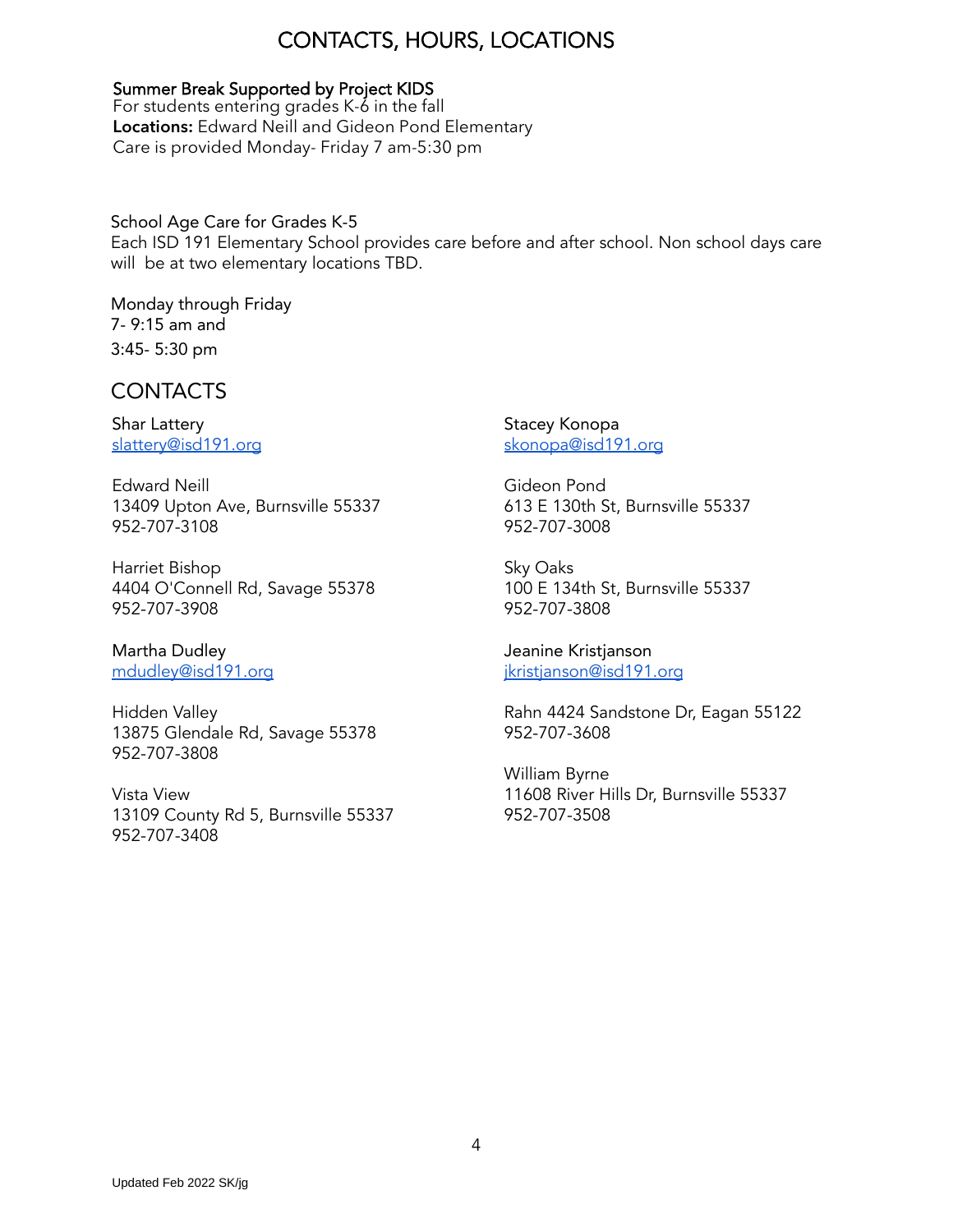# CONTACTS, HOURS, LOCATIONS

**Summer Break Supported by Project KIDS**
For students entering grades K-6 in the fall
**Locations:** Edward Neill and Gideon Pond Elementary
Care is provided Monday- Friday 7 am-5:30 pm

School Age Care for Grades K-5
Each ISD 191 Elementary School provides care before and after school. Non school days care will be at two elementary locations TBD.

Monday through Friday
7- 9:15 am and
3:45- 5:30 pm

## CONTACTS

Shar Lattery
slattery@isd191.org

Edward Neill
13409 Upton Ave, Burnsville 55337
952-707-3108

Harriet Bishop
4404 O'Connell Rd, Savage 55378
952-707-3908

Martha Dudley
mdudley@isd191.org

Hidden Valley
13875 Glendale Rd, Savage 55378
952-707-3808

Vista View
13109 County Rd 5, Burnsville 55337
952-707-3408

Stacey Konopa
skonopa@isd191.org

Gideon Pond
613 E 130th St, Burnsville 55337
952-707-3008

Sky Oaks
100 E 134th St, Burnsville 55337
952-707-3808

Jeanine Kristjanson
jkristjanson@isd191.org

Rahn 4424 Sandstone Dr, Eagan 55122
952-707-3608

William Byrne
11608 River Hills Dr, Burnsville 55337
952-707-3508

Updated Feb 2022 SK/jg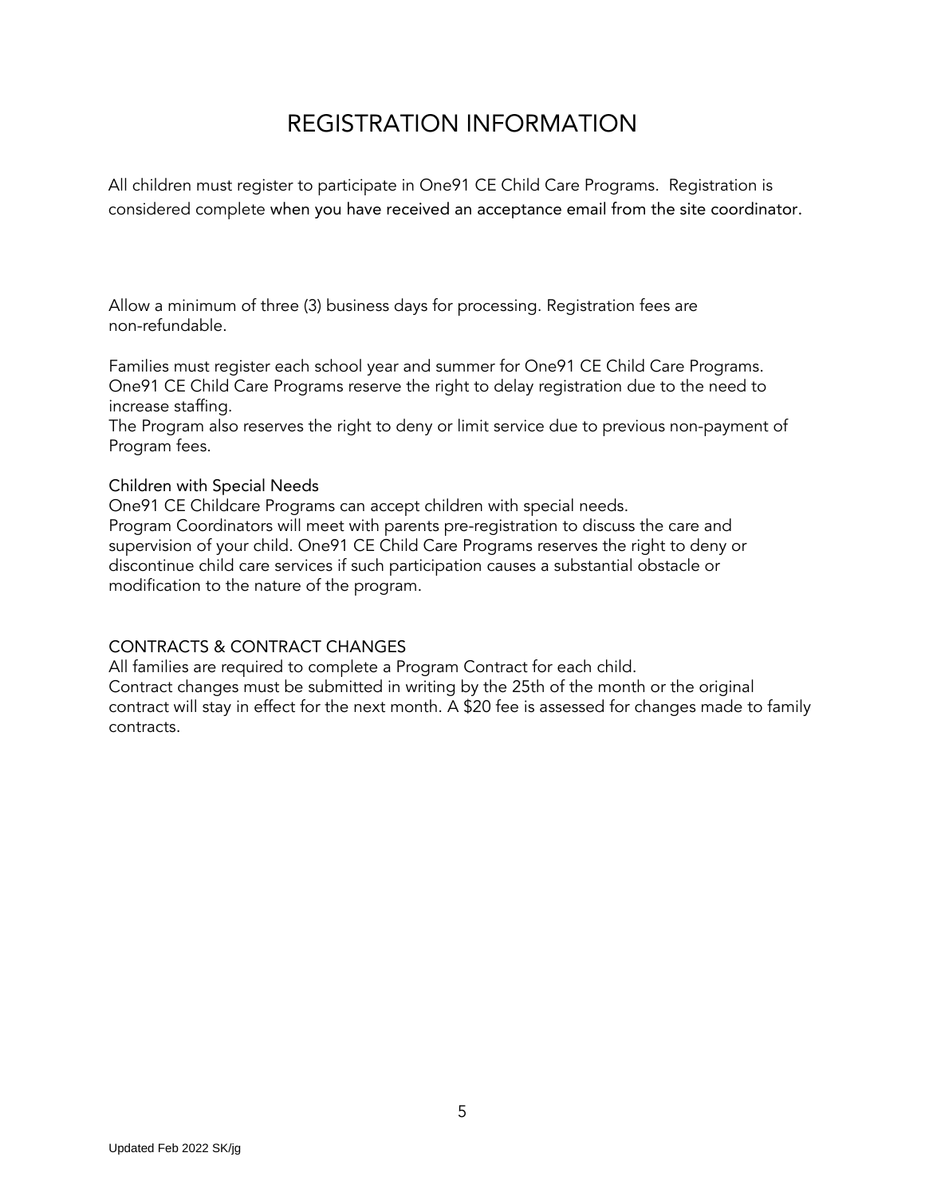# REGISTRATION INFORMATION

All children must register to participate in One91 CE Child Care Programs. Registration is considered complete when you have received an acceptance email from the site coordinator.

Allow a minimum of three (3) business days for processing. Registration fees are non-refundable.

Families must register each school year and summer for One91 CE Child Care Programs. One91 CE Child Care Programs reserve the right to delay registration due to the need to increase staffing.
The Program also reserves the right to deny or limit service due to previous non-payment of Program fees.

## Children with Special Needs

One91 CE Childcare Programs can accept children with special needs.
Program Coordinators will meet with parents pre-registration to discuss the care and supervision of your child. One91 CE Child Care Programs reserves the right to deny or discontinue child care services if such participation causes a substantial obstacle or modification to the nature of the program.

## CONTRACTS & CONTRACT CHANGES

All families are required to complete a Program Contract for each child.
Contract changes must be submitted in writing by the 25th of the month or the original contract will stay in effect for the next month. A $20 fee is assessed for changes made to family contracts.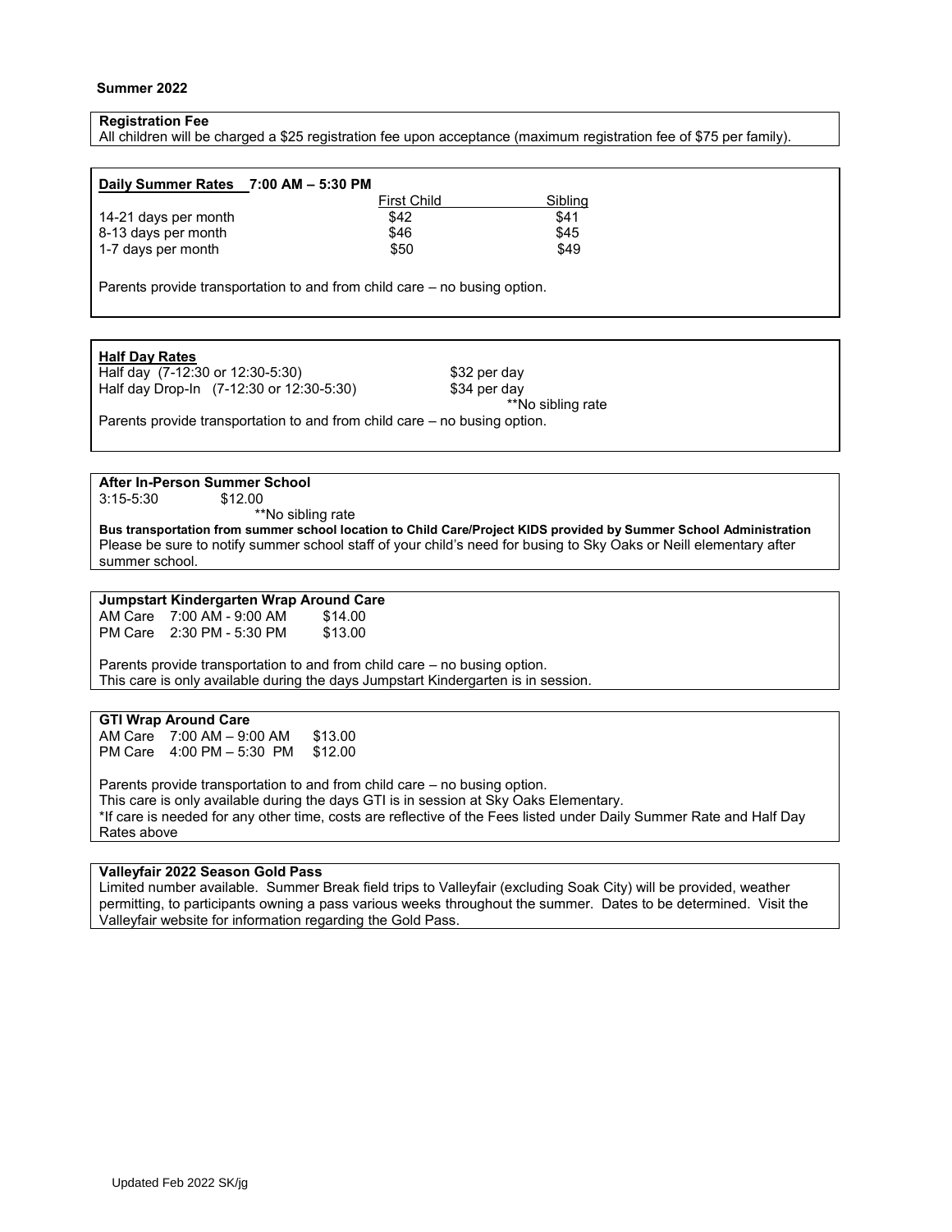**Summer 2022**

**Registration Fee**

All children will be charged a $25 registration fee upon acceptance (maximum registration fee of $75 per family).

**Daily Summer Rates 7:00 AM – 5:30 PM**

| | First Child | Sibling |
|---|---|---|
| 14-21 days per month | $42 | $41 |
| 8-13 days per month | $46 | $45 |
| 1-7 days per month | $50 | $49 |

Parents provide transportation to and from child care – no busing option.

**Half Day Rates**

| | |
|---|---|
| Half day (7-12:30 or 12:30-5:30) | $32 per day |
| Half day Drop-In (7-12:30 or 12:30-5:30) | $34 per day |

**No sibling rate

Parents provide transportation to and from child care – no busing option.

**After In-Person Summer School**

3:15-5:30 $12.00

**No sibling rate

**Bus transportation from summer school location to Child Care/Project KIDS provided by Summer School Administration**

Please be sure to notify summer school staff of your child's need for busing to Sky Oaks or Neill elementary after summer school.

**Jumpstart Kindergarten Wrap Around Care**

| | | |
|---|---|---|
| AM Care | 7:00 AM - 9:00 AM | $14.00 |
| PM Care | 2:30 PM - 5:30 PM | $13.00 |

Parents provide transportation to and from child care – no busing option.
This care is only available during the days Jumpstart Kindergarten is in session.

**GTI Wrap Around Care**

| | | |
|---|---|---|
| AM Care | 7:00 AM – 9:00 AM | $13.00 |
| PM Care | 4:00 PM – 5:30 PM | $12.00 |

Parents provide transportation to and from child care – no busing option.
This care is only available during the days GTI is in session at Sky Oaks Elementary.
*If care is needed for any other time, costs are reflective of the Fees listed under Daily Summer Rate and Half Day Rates above

**Valleyfair 2022 Season Gold Pass**

Limited number available. Summer Break field trips to Valleyfair (excluding Soak City) will be provided, weather permitting, to participants owning a pass various weeks throughout the summer. Dates to be determined. Visit the Valleyfair website for information regarding the Gold Pass.

Updated Feb 2022 SK/jg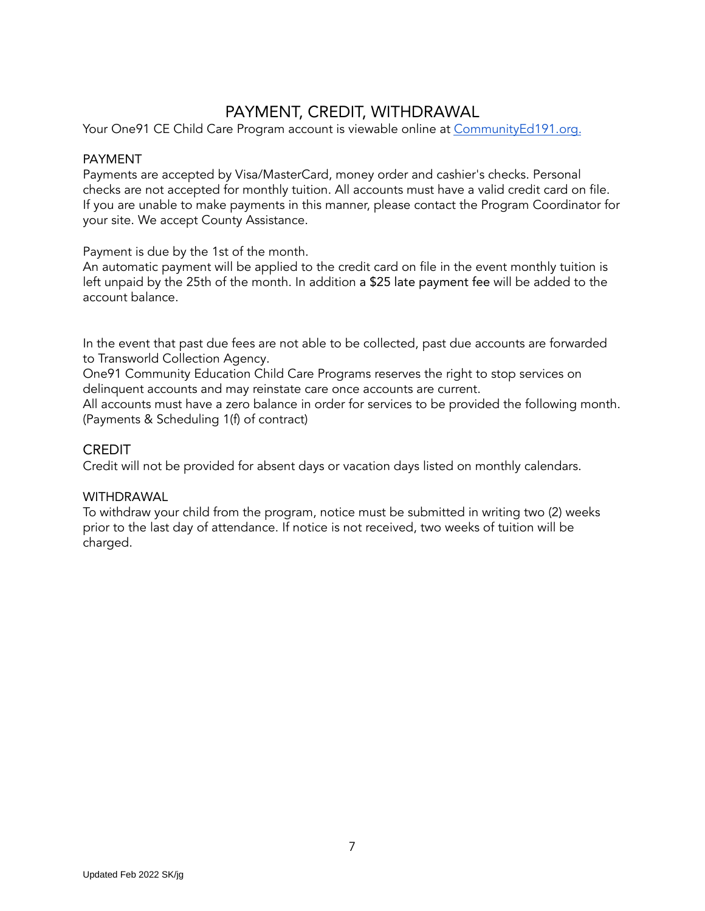# PAYMENT, CREDIT, WITHDRAWAL

Your One91 CE Child Care Program account is viewable online at [CommunityEd191.org.](CommunityEd191.org.)

## PAYMENT

Payments are accepted by Visa/MasterCard, money order and cashier's checks. Personal checks are not accepted for monthly tuition. All accounts must have a valid credit card on file. If you are unable to make payments in this manner, please contact the Program Coordinator for your site. We accept County Assistance.

Payment is due by the 1st of the month.
An automatic payment will be applied to the credit card on file in the event monthly tuition is left unpaid by the 25th of the month. In addition a $25 late payment fee will be added to the account balance.

In the event that past due fees are not able to be collected, past due accounts are forwarded to Transworld Collection Agency.
One91 Community Education Child Care Programs reserves the right to stop services on delinquent accounts and may reinstate care once accounts are current.
All accounts must have a zero balance in order for services to be provided the following month. (Payments & Scheduling 1(f) of contract)

## CREDIT

Credit will not be provided for absent days or vacation days listed on monthly calendars.

## WITHDRAWAL

To withdraw your child from the program, notice must be submitted in writing two (2) weeks prior to the last day of attendance. If notice is not received, two weeks of tuition will be charged.

Updated Feb 2022 SK/jg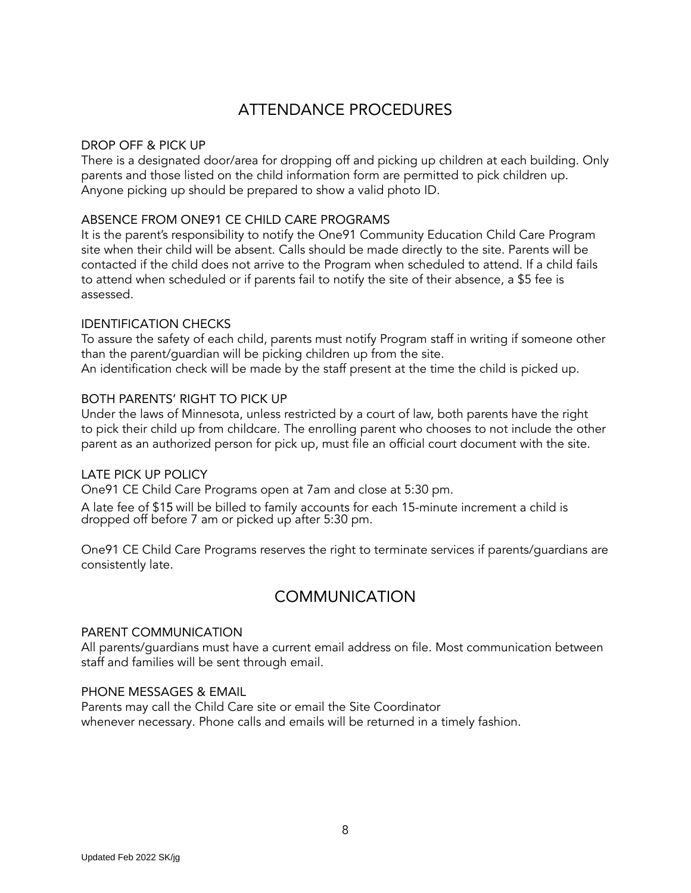# ATTENDANCE PROCEDURES

### DROP OFF & PICK UP

There is a designated door/area for dropping off and picking up children at each building. Only parents and those listed on the child information form are permitted to pick children up. Anyone picking up should be prepared to show a valid photo ID.

### ABSENCE FROM ONE91 CE CHILD CARE PROGRAMS

It is the parent's responsibility to notify the One91 Community Education Child Care Program site when their child will be absent. Calls should be made directly to the site. Parents will be contacted if the child does not arrive to the Program when scheduled to attend. If a child fails to attend when scheduled or if parents fail to notify the site of their absence, a $5 fee is assessed.

### IDENTIFICATION CHECKS

To assure the safety of each child, parents must notify Program staff in writing if someone other than the parent/guardian will be picking children up from the site.
An identification check will be made by the staff present at the time the child is picked up.

### BOTH PARENTS' RIGHT TO PICK UP

Under the laws of Minnesota, unless restricted by a court of law, both parents have the right to pick their child up from childcare. The enrolling parent who chooses to not include the other parent as an authorized person for pick up, must file an official court document with the site.

### LATE PICK UP POLICY

One91 CE Child Care Programs open at 7am and close at 5:30 pm.

A late fee of $15 will be billed to family accounts for each 15-minute increment a child is dropped off before 7 am or picked up after 5:30 pm.

One91 CE Child Care Programs reserves the right to terminate services if parents/guardians are consistently late.

# COMMUNICATION

### PARENT COMMUNICATION

All parents/guardians must have a current email address on file. Most communication between staff and families will be sent through email.

### PHONE MESSAGES & EMAIL

Parents may call the Child Care site or email the Site Coordinator whenever necessary. Phone calls and emails will be returned in a timely fashion.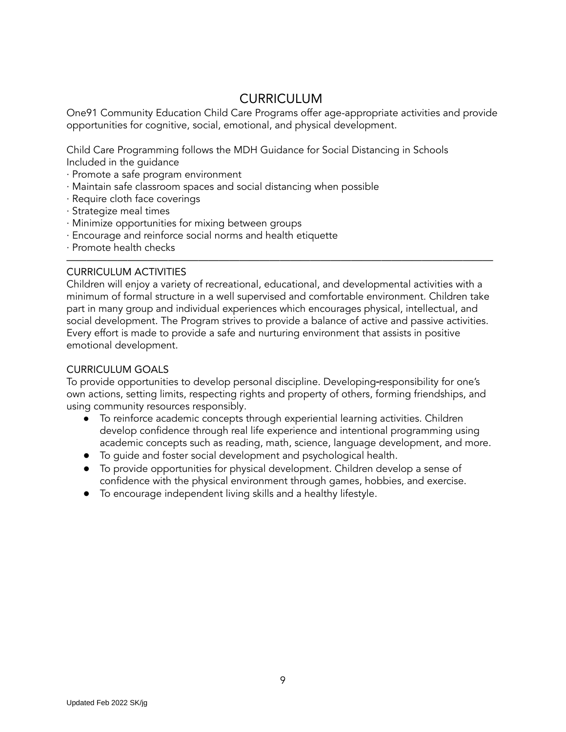# CURRICULUM

One91 Community Education Child Care Programs offer age-appropriate activities and provide opportunities for cognitive, social, emotional, and physical development.

Child Care Programming follows the MDH Guidance for Social Distancing in Schools
Included in the guidance

- Promote a safe program environment
- Maintain safe classroom spaces and social distancing when possible
- Require cloth face coverings
- Strategize meal times
- Minimize opportunities for mixing between groups
- Encourage and reinforce social norms and health etiquette
- Promote health checks

---

## CURRICULUM ACTIVITIES

Children will enjoy a variety of recreational, educational, and developmental activities with a minimum of formal structure in a well supervised and comfortable environment. Children take part in many group and individual experiences which encourages physical, intellectual, and social development. The Program strives to provide a balance of active and passive activities. Every effort is made to provide a safe and nurturing environment that assists in positive emotional development.

## CURRICULUM GOALS

To provide opportunities to develop personal discipline. Developing-responsibility for one's own actions, setting limits, respecting rights and property of others, forming friendships, and using community resources responsibly.

- To reinforce academic concepts through experiential learning activities. Children develop confidence through real life experience and intentional programming using academic concepts such as reading, math, science, language development, and more.
- To guide and foster social development and psychological health.
- To provide opportunities for physical development. Children develop a sense of confidence with the physical environment through games, hobbies, and exercise.
- To encourage independent living skills and a healthy lifestyle.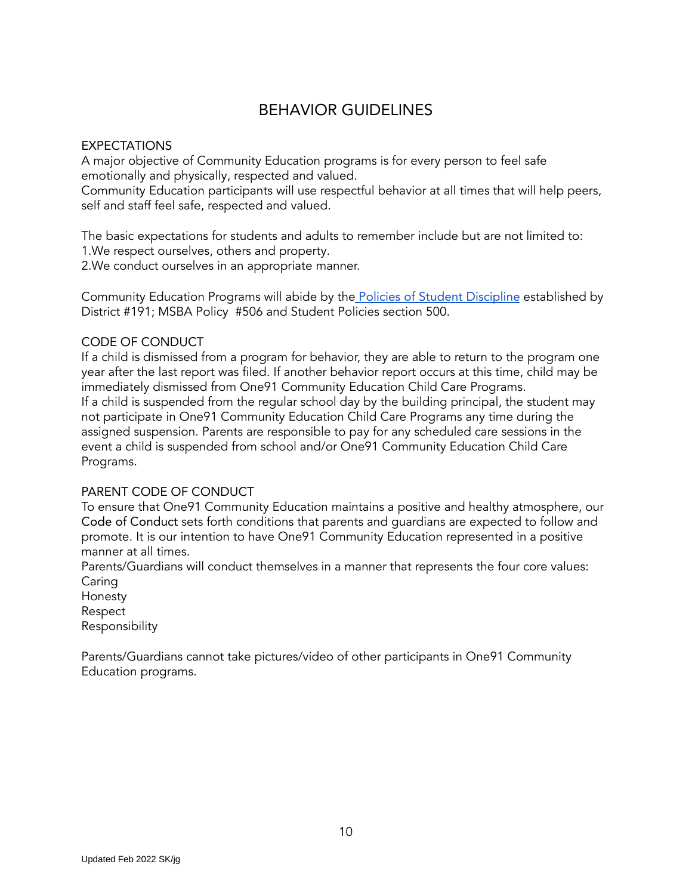# BEHAVIOR GUIDELINES

## EXPECTATIONS

A major objective of Community Education programs is for every person to feel safe emotionally and physically, respected and valued.
Community Education participants will use respectful behavior at all times that will help peers, self and staff feel safe, respected and valued.

The basic expectations for students and adults to remember include but are not limited to:

1. We respect ourselves, others and property.
2. We conduct ourselves in an appropriate manner.

Community Education Programs will abide by the [Policies of Student Discipline] established by District #191; MSBA Policy #506 and Student Policies section 500.

## CODE OF CONDUCT

If a child is dismissed from a program for behavior, they are able to return to the program one year after the last report was filed. If another behavior report occurs at this time, child may be immediately dismissed from One91 Community Education Child Care Programs.
If a child is suspended from the regular school day by the building principal, the student may not participate in One91 Community Education Child Care Programs any time during the assigned suspension. Parents are responsible to pay for any scheduled care sessions in the event a child is suspended from school and/or One91 Community Education Child Care Programs.

## PARENT CODE OF CONDUCT

To ensure that One91 Community Education maintains a positive and healthy atmosphere, our Code of Conduct sets forth conditions that parents and guardians are expected to follow and promote. It is our intention to have One91 Community Education represented in a positive manner at all times.
Parents/Guardians will conduct themselves in a manner that represents the four core values:
Caring
Honesty
Respect
Responsibility

Parents/Guardians cannot take pictures/video of other participants in One91 Community Education programs.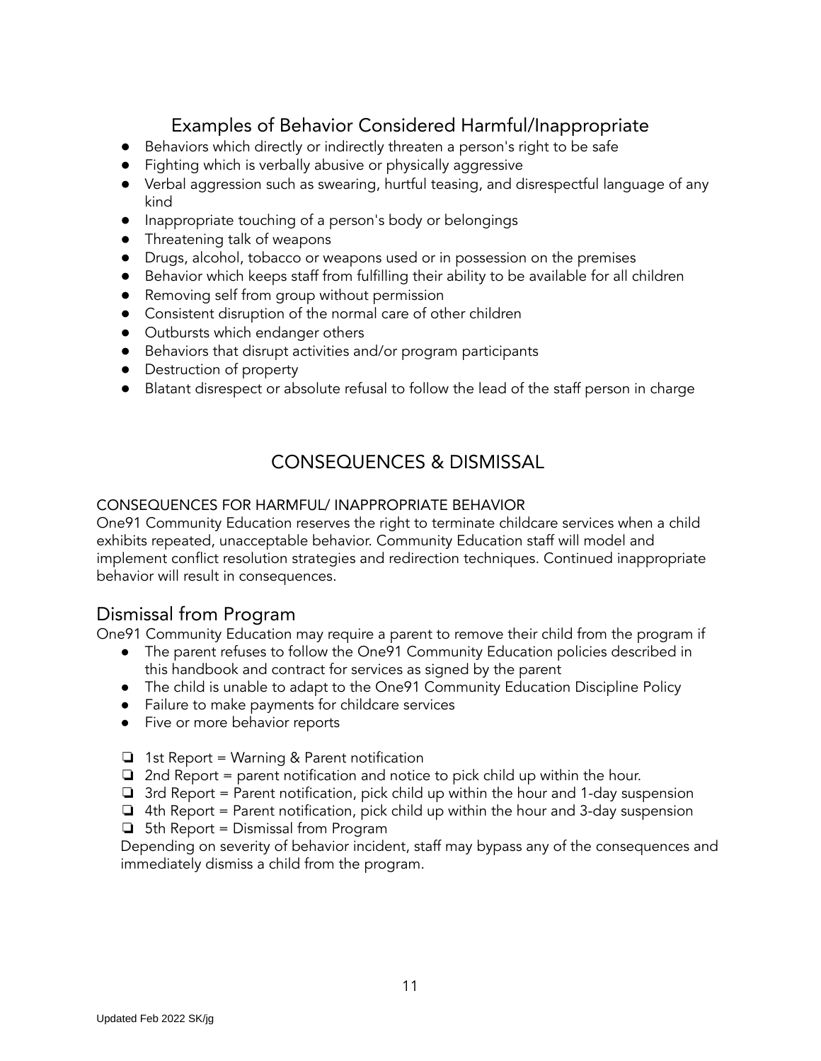## Examples of Behavior Considered Harmful/Inappropriate

- Behaviors which directly or indirectly threaten a person's right to be safe
- Fighting which is verbally abusive or physically aggressive
- Verbal aggression such as swearing, hurtful teasing, and disrespectful language of any kind
- Inappropriate touching of a person's body or belongings
- Threatening talk of weapons
- Drugs, alcohol, tobacco or weapons used or in possession on the premises
- Behavior which keeps staff from fulfilling their ability to be available for all children
- Removing self from group without permission
- Consistent disruption of the normal care of other children
- Outbursts which endanger others
- Behaviors that disrupt activities and/or program participants
- Destruction of property
- Blatant disrespect or absolute refusal to follow the lead of the staff person in charge

## CONSEQUENCES & DISMISSAL

CONSEQUENCES FOR HARMFUL/ INAPPROPRIATE BEHAVIOR

One91 Community Education reserves the right to terminate childcare services when a child exhibits repeated, unacceptable behavior. Community Education staff will model and implement conflict resolution strategies and redirection techniques. Continued inappropriate behavior will result in consequences.

### Dismissal from Program

One91 Community Education may require a parent to remove their child from the program if

- The parent refuses to follow the One91 Community Education policies described in this handbook and contract for services as signed by the parent
- The child is unable to adapt to the One91 Community Education Discipline Policy
- Failure to make payments for childcare services
- Five or more behavior reports

- ❏ 1st Report = Warning & Parent notification
- ❏ 2nd Report = parent notification and notice to pick child up within the hour.
- ❏ 3rd Report = Parent notification, pick child up within the hour and 1-day suspension
- ❏ 4th Report = Parent notification, pick child up within the hour and 3-day suspension
- ❏ 5th Report = Dismissal from Program

Depending on severity of behavior incident, staff may bypass any of the consequences and immediately dismiss a child from the program.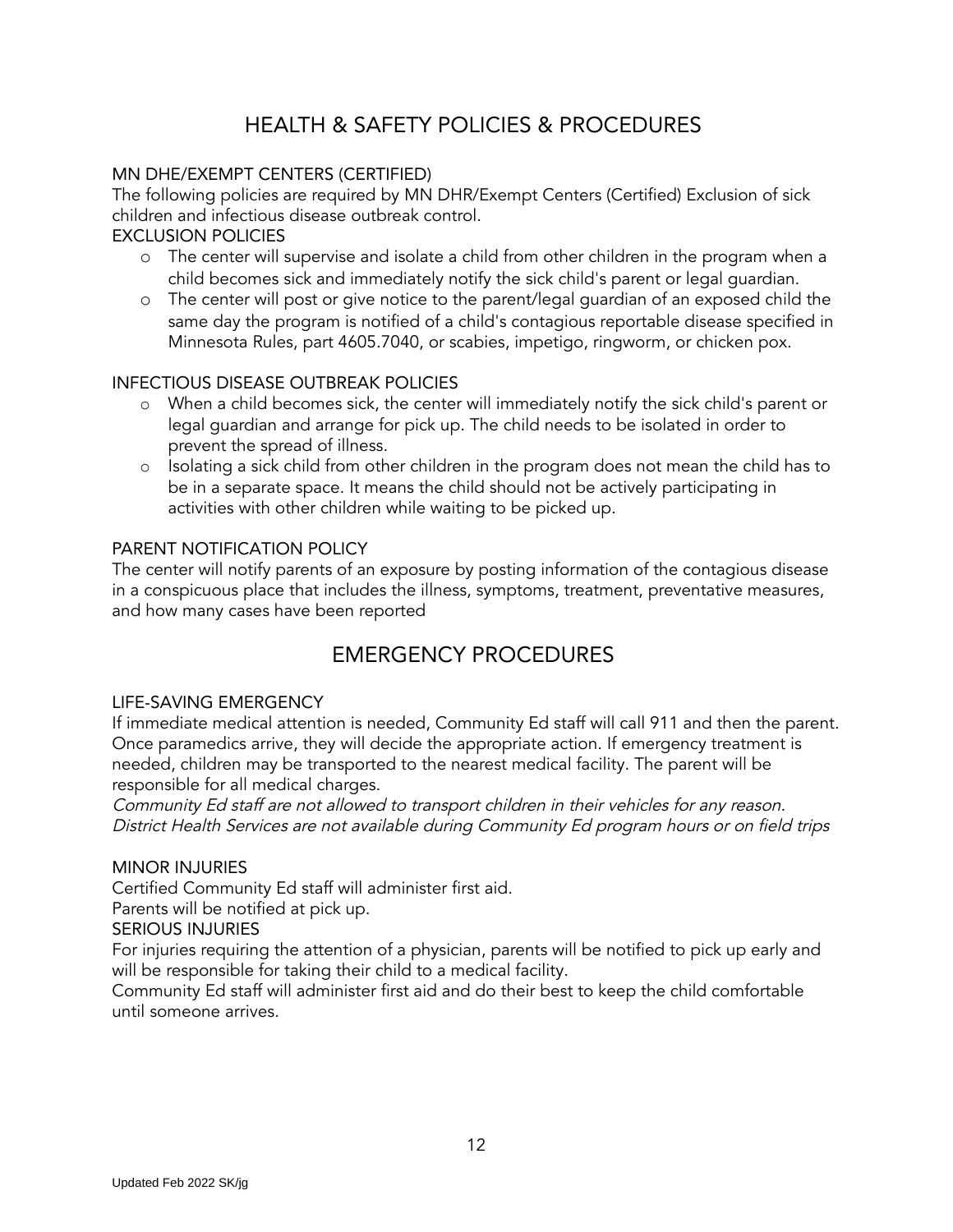# HEALTH & SAFETY POLICIES & PROCEDURES

MN DHE/EXEMPT CENTERS (CERTIFIED)

The following policies are required by MN DHR/Exempt Centers (Certified) Exclusion of sick children and infectious disease outbreak control.

EXCLUSION POLICIES

- The center will supervise and isolate a child from other children in the program when a child becomes sick and immediately notify the sick child's parent or legal guardian.
- The center will post or give notice to the parent/legal guardian of an exposed child the same day the program is notified of a child's contagious reportable disease specified in Minnesota Rules, part 4605.7040, or scabies, impetigo, ringworm, or chicken pox.

INFECTIOUS DISEASE OUTBREAK POLICIES

- When a child becomes sick, the center will immediately notify the sick child's parent or legal guardian and arrange for pick up. The child needs to be isolated in order to prevent the spread of illness.
- Isolating a sick child from other children in the program does not mean the child has to be in a separate space. It means the child should not be actively participating in activities with other children while waiting to be picked up.

PARENT NOTIFICATION POLICY

The center will notify parents of an exposure by posting information of the contagious disease in a conspicuous place that includes the illness, symptoms, treatment, preventative measures, and how many cases have been reported

# EMERGENCY PROCEDURES

LIFE-SAVING EMERGENCY

If immediate medical attention is needed, Community Ed staff will call 911 and then the parent. Once paramedics arrive, they will decide the appropriate action. If emergency treatment is needed, children may be transported to the nearest medical facility. The parent will be responsible for all medical charges.

*Community Ed staff are not allowed to transport children in their vehicles for any reason. District Health Services are not available during Community Ed program hours or on field trips*

MINOR INJURIES

Certified Community Ed staff will administer first aid.

Parents will be notified at pick up.

SERIOUS INJURIES

For injuries requiring the attention of a physician, parents will be notified to pick up early and will be responsible for taking their child to a medical facility.

Community Ed staff will administer first aid and do their best to keep the child comfortable until someone arrives.

Updated Feb 2022 SK/jg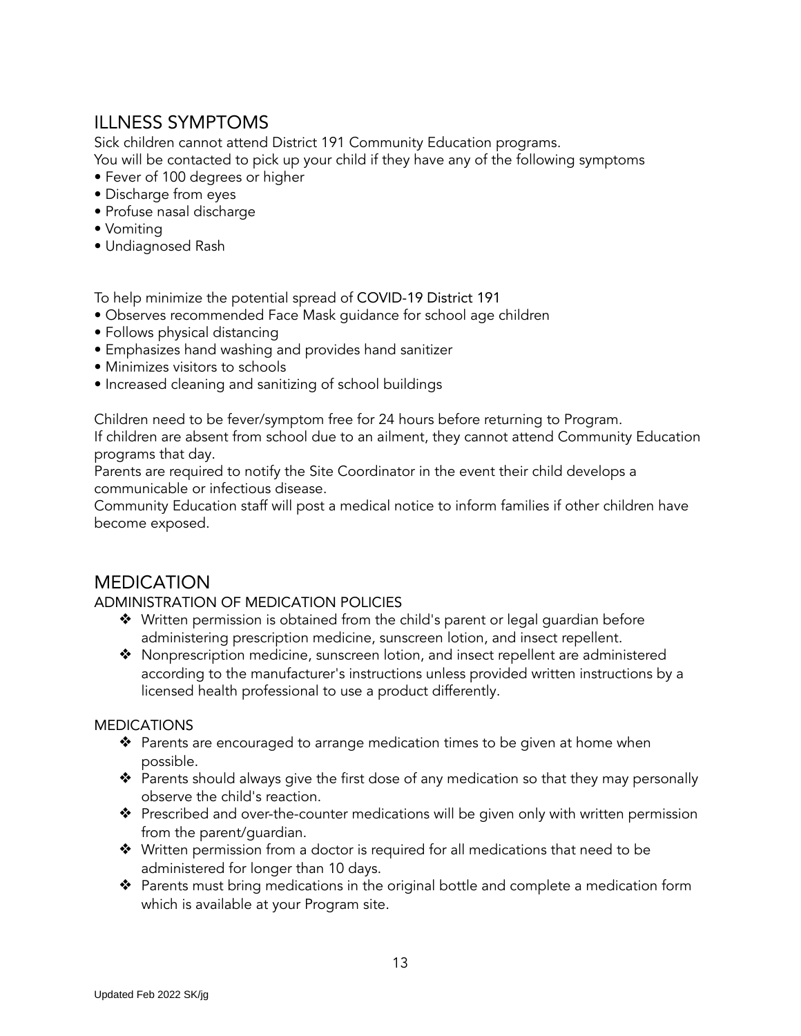## ILLNESS SYMPTOMS

Sick children cannot attend District 191 Community Education programs.
You will be contacted to pick up your child if they have any of the following symptoms

- Fever of 100 degrees or higher
- Discharge from eyes
- Profuse nasal discharge
- Vomiting
- Undiagnosed Rash

To help minimize the potential spread of COVID-19 District 191

- Observes recommended Face Mask guidance for school age children
- Follows physical distancing
- Emphasizes hand washing and provides hand sanitizer
- Minimizes visitors to schools
- Increased cleaning and sanitizing of school buildings

Children need to be fever/symptom free for 24 hours before returning to Program.
If children are absent from school due to an ailment, they cannot attend Community Education programs that day.
Parents are required to notify the Site Coordinator in the event their child develops a communicable or infectious disease.
Community Education staff will post a medical notice to inform families if other children have become exposed.

## MEDICATION

### ADMINISTRATION OF MEDICATION POLICIES

- ❖ Written permission is obtained from the child's parent or legal guardian before administering prescription medicine, sunscreen lotion, and insect repellent.
- ❖ Nonprescription medicine, sunscreen lotion, and insect repellent are administered according to the manufacturer's instructions unless provided written instructions by a licensed health professional to use a product differently.

### MEDICATIONS

- ❖ Parents are encouraged to arrange medication times to be given at home when possible.
- ❖ Parents should always give the first dose of any medication so that they may personally observe the child's reaction.
- ❖ Prescribed and over-the-counter medications will be given only with written permission from the parent/guardian.
- ❖ Written permission from a doctor is required for all medications that need to be administered for longer than 10 days.
- ❖ Parents must bring medications in the original bottle and complete a medication form which is available at your Program site.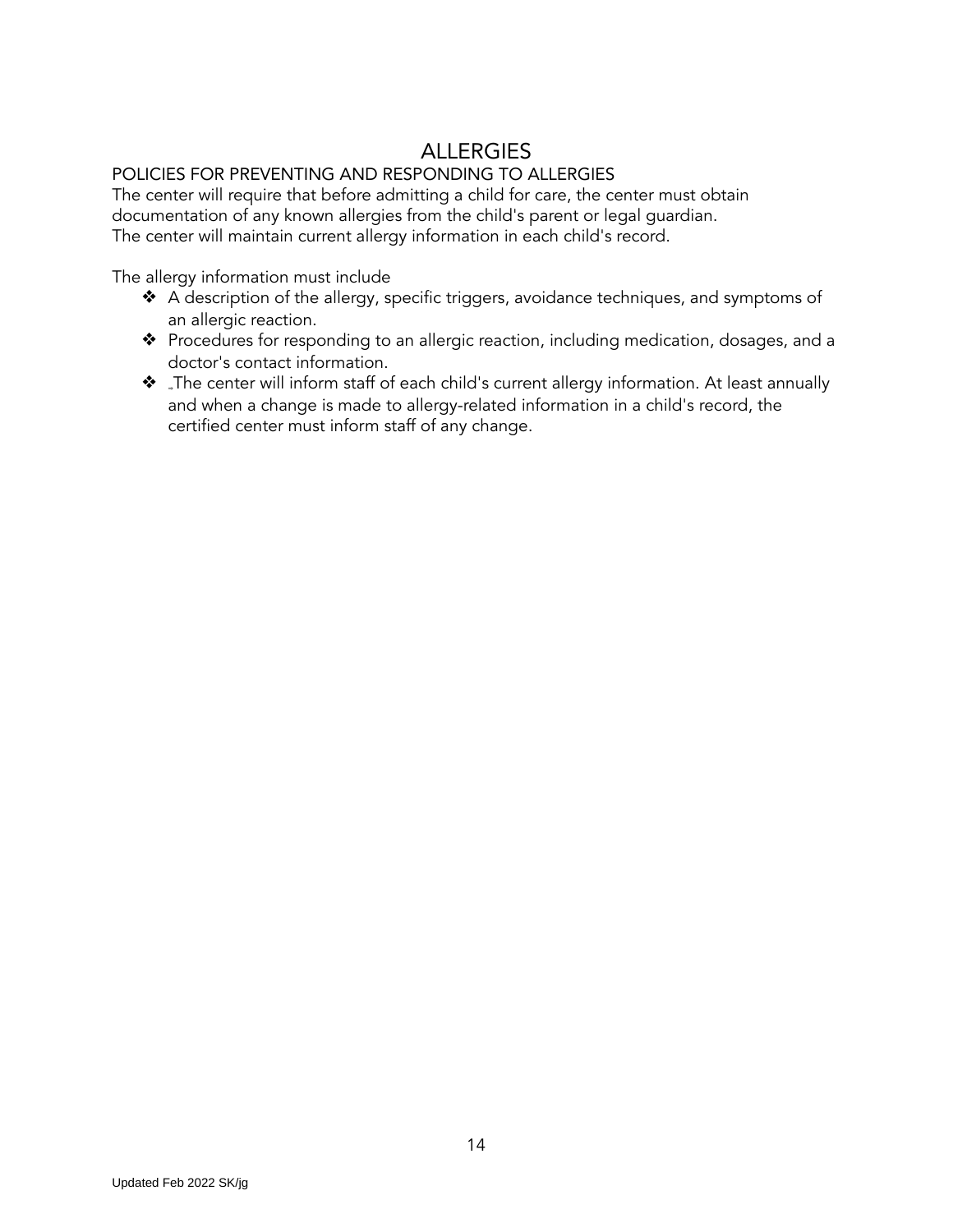# ALLERGIES

## POLICIES FOR PREVENTING AND RESPONDING TO ALLERGIES

The center will require that before admitting a child for care, the center must obtain documentation of any known allergies from the child's parent or legal guardian. The center will maintain current allergy information in each child's record.

The allergy information must include

- A description of the allergy, specific triggers, avoidance techniques, and symptoms of an allergic reaction.
- Procedures for responding to an allergic reaction, including medication, dosages, and a doctor's contact information.
- The center will inform staff of each child's current allergy information. At least annually and when a change is made to allergy-related information in a child's record, the certified center must inform staff of any change.

Updated Feb 2022 SK/jg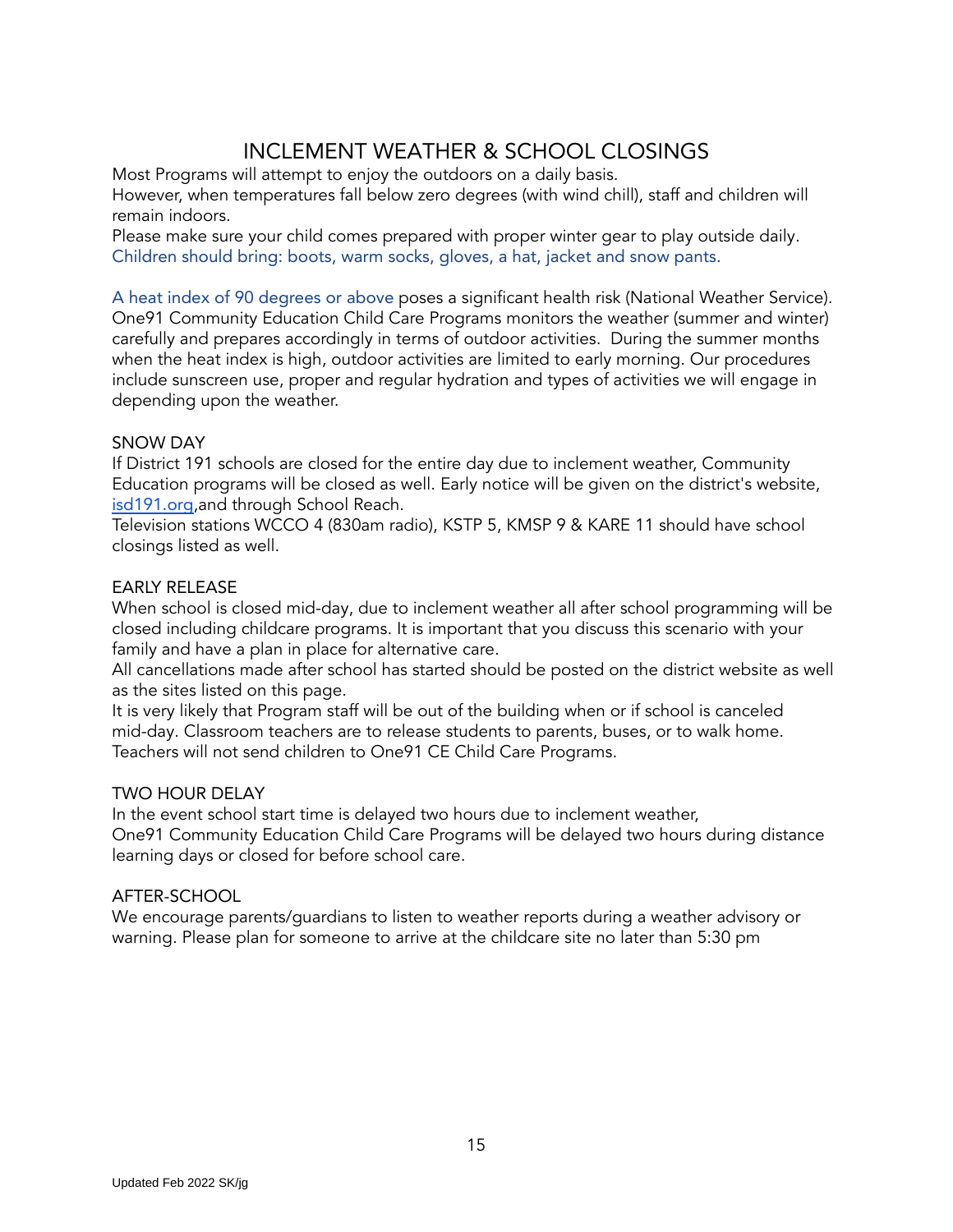# INCLEMENT WEATHER & SCHOOL CLOSINGS

Most Programs will attempt to enjoy the outdoors on a daily basis.
However, when temperatures fall below zero degrees (with wind chill), staff and children will remain indoors.
Please make sure your child comes prepared with proper winter gear to play outside daily.
Children should bring: boots, warm socks, gloves, a hat, jacket and snow pants.

A heat index of 90 degrees or above poses a significant health risk (National Weather Service). One91 Community Education Child Care Programs monitors the weather (summer and winter) carefully and prepares accordingly in terms of outdoor activities. During the summer months when the heat index is high, outdoor activities are limited to early morning. Our procedures include sunscreen use, proper and regular hydration and types of activities we will engage in depending upon the weather.

## SNOW DAY

If District 191 schools are closed for the entire day due to inclement weather, Community Education programs will be closed as well. Early notice will be given on the district's website, [isd191.org](isd191.org),and through School Reach.
Television stations WCCO 4 (830am radio), KSTP 5, KMSP 9 & KARE 11 should have school closings listed as well.

## EARLY RELEASE

When school is closed mid-day, due to inclement weather all after school programming will be closed including childcare programs. It is important that you discuss this scenario with your family and have a plan in place for alternative care.
All cancellations made after school has started should be posted on the district website as well as the sites listed on this page.
It is very likely that Program staff will be out of the building when or if school is canceled mid-day. Classroom teachers are to release students to parents, buses, or to walk home. Teachers will not send children to One91 CE Child Care Programs.

## TWO HOUR DELAY

In the event school start time is delayed two hours due to inclement weather,
One91 Community Education Child Care Programs will be delayed two hours during distance learning days or closed for before school care.

## AFTER-SCHOOL

We encourage parents/guardians to listen to weather reports during a weather advisory or warning. Please plan for someone to arrive at the childcare site no later than 5:30 pm

Updated Feb 2022 SK/jg